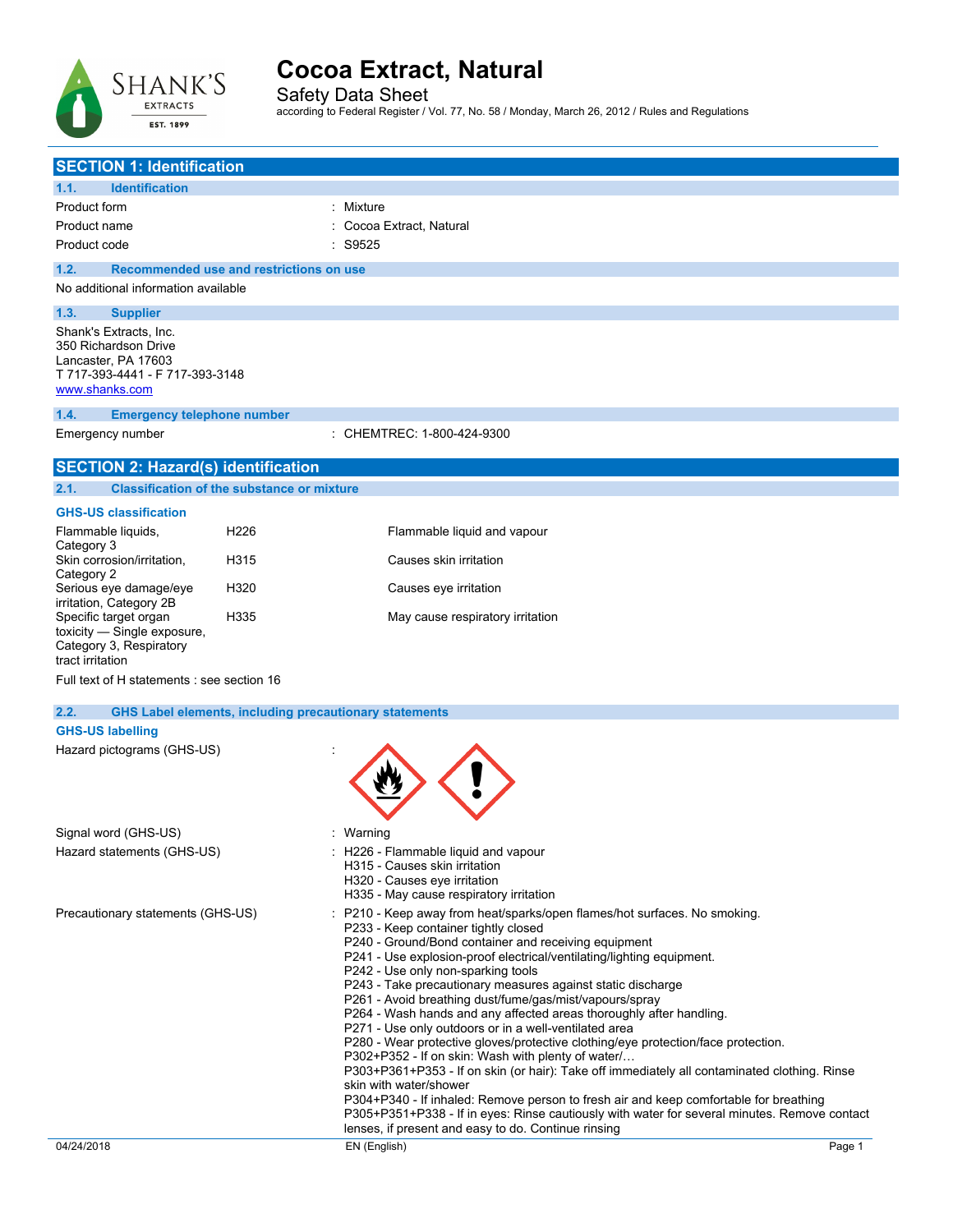# Cocoa Extract, Natural

Safety Data Sheet

according to Federal Register / Vol. 77, No. 58 / Monday, March 26, 2012 / Rules and Regulations

## SECTION 1: Identification

### 1.1. Identification

| | |
|---|---|
| Product form | : Mixture |
| Product name | : Cocoa Extract, Natural |
| Product code | : S9525 |

### 1.2. Recommended use and restrictions on use

No additional information available

### 1.3. Supplier

Shank's Extracts, Inc.
350 Richardson Drive
Lancaster, PA 17603
T 717-393-4441 - F 717-393-3148
www.shanks.com

### 1.4. Emergency telephone number

| | |
|---|---|
| Emergency number | : CHEMTREC: 1-800-424-9300 |

## SECTION 2: Hazard(s) identification

### 2.1. Classification of the substance or mixture

**GHS-US classification**

| | | |
|---|---|---|
| Flammable liquids, Category 3 | H226 | Flammable liquid and vapour |
| Skin corrosion/irritation, Category 2 | H315 | Causes skin irritation |
| Serious eye damage/eye irritation, Category 2B | H320 | Causes eye irritation |
| Specific target organ toxicity — Single exposure, Category 3, Respiratory tract irritation | H335 | May cause respiratory irritation |

Full text of H statements : see section 16

### 2.2. GHS Label elements, including precautionary statements

**GHS-US labelling**

Hazard pictograms (GHS-US) :

Signal word (GHS-US) : Warning

Hazard statements (GHS-US) :
- H226 - Flammable liquid and vapour
- H315 - Causes skin irritation
- H320 - Causes eye irritation
- H335 - May cause respiratory irritation

Precautionary statements (GHS-US) :
- P210 - Keep away from heat/sparks/open flames/hot surfaces. No smoking.
- P233 - Keep container tightly closed
- P240 - Ground/Bond container and receiving equipment
- P241 - Use explosion-proof electrical/ventilating/lighting equipment.
- P242 - Use only non-sparking tools
- P243 - Take precautionary measures against static discharge
- P261 - Avoid breathing dust/fume/gas/mist/vapours/spray
- P264 - Wash hands and any affected areas thoroughly after handling.
- P271 - Use only outdoors or in a well-ventilated area
- P280 - Wear protective gloves/protective clothing/eye protection/face protection.
- P302+P352 - If on skin: Wash with plenty of water/…
- P303+P361+P353 - If on skin (or hair): Take off immediately all contaminated clothing. Rinse skin with water/shower
- P304+P340 - If inhaled: Remove person to fresh air and keep comfortable for breathing
- P305+P351+P338 - If in eyes: Rinse cautiously with water for several minutes. Remove contact lenses, if present and easy to do. Continue rinsing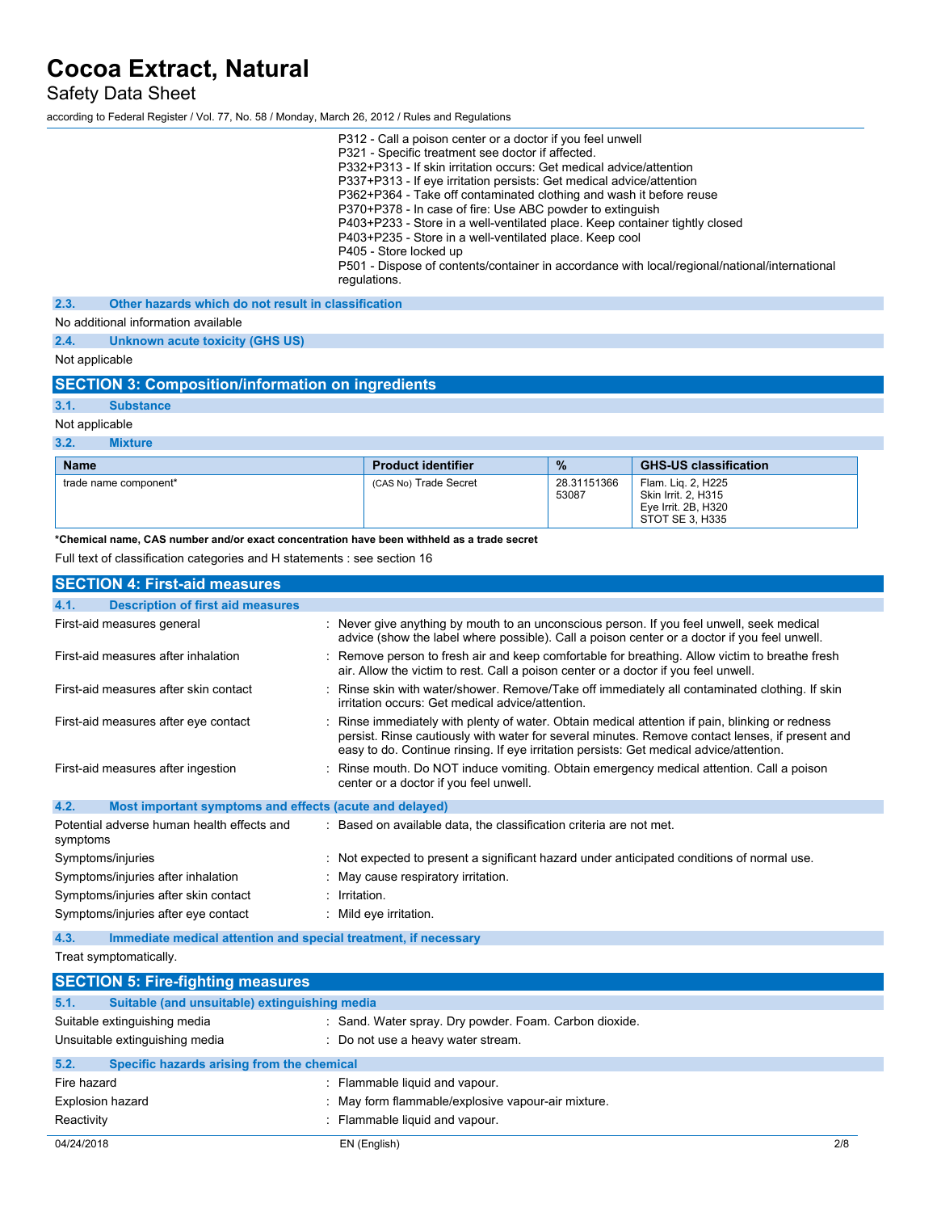P312 - Call a poison center or a doctor if you feel unwell
P321 - Specific treatment see doctor if affected.
P332+P313 - If skin irritation occurs: Get medical advice/attention
P337+P313 - If eye irritation persists: Get medical advice/attention
P362+P364 - Take off contaminated clothing and wash it before reuse
P370+P378 - In case of fire: Use ABC powder to extinguish
P403+P233 - Store in a well-ventilated place. Keep container tightly closed
P403+P235 - Store in a well-ventilated place. Keep cool
P405 - Store locked up
P501 - Dispose of contents/container in accordance with local/regional/national/international regulations.

### 2.3. Other hazards which do not result in classification

No additional information available

### 2.4. Unknown acute toxicity (GHS US)

Not applicable

## SECTION 3: Composition/information on ingredients

### 3.1. Substance

Not applicable

### 3.2. Mixture

| Name | Product identifier | % | GHS-US classification |
|---|---|---|---|
| trade name component* | (CAS No) Trade Secret | 28.31151366 53087 | Flam. Liq. 2, H225<br>Skin Irrit. 2, H315<br>Eye Irrit. 2B, H320<br>STOT SE 3, H335 |

**\*Chemical name, CAS number and/or exact concentration have been withheld as a trade secret**

Full text of classification categories and H statements : see section 16

## SECTION 4: First-aid measures

### 4.1. Description of first aid measures

First-aid measures general : Never give anything by mouth to an unconscious person. If you feel unwell, seek medical advice (show the label where possible). Call a poison center or a doctor if you feel unwell.

First-aid measures after inhalation : Remove person to fresh air and keep comfortable for breathing. Allow victim to breathe fresh air. Allow the victim to rest. Call a poison center or a doctor if you feel unwell.

First-aid measures after skin contact : Rinse skin with water/shower. Remove/Take off immediately all contaminated clothing. If skin irritation occurs: Get medical advice/attention.

First-aid measures after eye contact : Rinse immediately with plenty of water. Obtain medical attention if pain, blinking or redness persist. Rinse cautiously with water for several minutes. Remove contact lenses, if present and easy to do. Continue rinsing. If eye irritation persists: Get medical advice/attention.

First-aid measures after ingestion : Rinse mouth. Do NOT induce vomiting. Obtain emergency medical attention. Call a poison center or a doctor if you feel unwell.

### 4.2. Most important symptoms and effects (acute and delayed)

Potential adverse human health effects and symptoms : Based on available data, the classification criteria are not met.

Symptoms/injuries : Not expected to present a significant hazard under anticipated conditions of normal use.

Symptoms/injuries after inhalation : May cause respiratory irritation.

Symptoms/injuries after skin contact : Irritation.

Symptoms/injuries after eye contact : Mild eye irritation.

### 4.3. Immediate medical attention and special treatment, if necessary

Treat symptomatically.

## SECTION 5: Fire-fighting measures

### 5.1. Suitable (and unsuitable) extinguishing media

Suitable extinguishing media : Sand. Water spray. Dry powder. Foam. Carbon dioxide.

Unsuitable extinguishing media : Do not use a heavy water stream.

### 5.2. Specific hazards arising from the chemical

Fire hazard : Flammable liquid and vapour.

Explosion hazard : May form flammable/explosive vapour-air mixture.

Reactivity : Flammable liquid and vapour.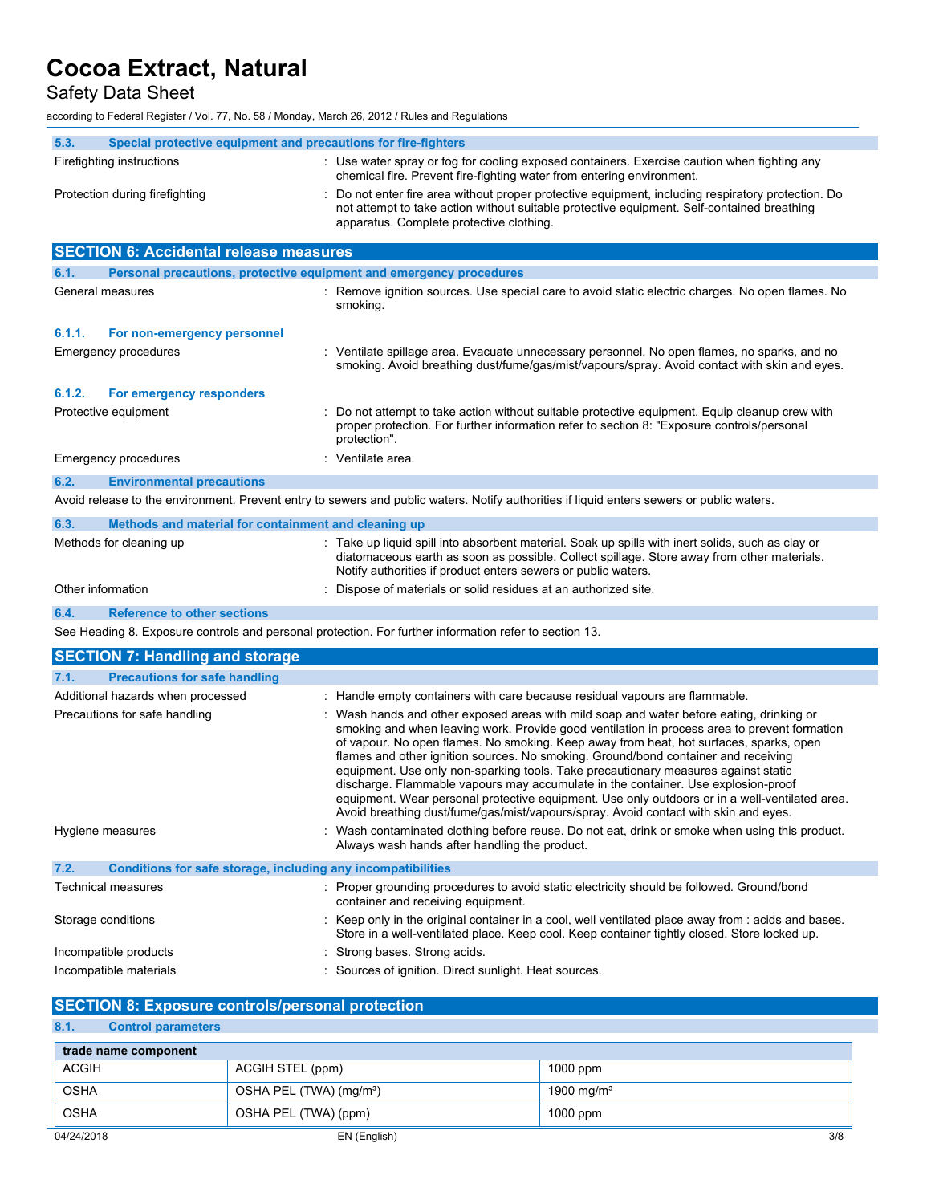### 5.3. Special protective equipment and precautions for fire-fighters

| | |
|---|---|
| Firefighting instructions | : Use water spray or fog for cooling exposed containers. Exercise caution when fighting any chemical fire. Prevent fire-fighting water from entering environment. |
| Protection during firefighting | : Do not enter fire area without proper protective equipment, including respiratory protection. Do not attempt to take action without suitable protective equipment. Self-contained breathing apparatus. Complete protective clothing. |

## SECTION 6: Accidental release measures

### 6.1. Personal precautions, protective equipment and emergency procedures

| | |
|---|---|
| General measures | : Remove ignition sources. Use special care to avoid static electric charges. No open flames. No smoking. |

#### 6.1.1. For non-emergency personnel

| | |
|---|---|
| Emergency procedures | : Ventilate spillage area. Evacuate unnecessary personnel. No open flames, no sparks, and no smoking. Avoid breathing dust/fume/gas/mist/vapours/spray. Avoid contact with skin and eyes. |

#### 6.1.2. For emergency responders

| | |
|---|---|
| Protective equipment | : Do not attempt to take action without suitable protective equipment. Equip cleanup crew with proper protection. For further information refer to section 8: "Exposure controls/personal protection". |
| Emergency procedures | : Ventilate area. |

### 6.2. Environmental precautions

Avoid release to the environment. Prevent entry to sewers and public waters. Notify authorities if liquid enters sewers or public waters.

### 6.3. Methods and material for containment and cleaning up

| | |
|---|---|
| Methods for cleaning up | : Take up liquid spill into absorbent material. Soak up spills with inert solids, such as clay or diatomaceous earth as soon as possible. Collect spillage. Store away from other materials. Notify authorities if product enters sewers or public waters. |
| Other information | : Dispose of materials or solid residues at an authorized site. |

### 6.4. Reference to other sections

See Heading 8. Exposure controls and personal protection. For further information refer to section 13.

## SECTION 7: Handling and storage

### 7.1. Precautions for safe handling

| | |
|---|---|
| Additional hazards when processed | : Handle empty containers with care because residual vapours are flammable. |
| Precautions for safe handling | : Wash hands and other exposed areas with mild soap and water before eating, drinking or smoking and when leaving work. Provide good ventilation in process area to prevent formation of vapour. No open flames. No smoking. Keep away from heat, hot surfaces, sparks, open flames and other ignition sources. No smoking. Ground/bond container and receiving equipment. Use only non-sparking tools. Take precautionary measures against static discharge. Flammable vapours may accumulate in the container. Use explosion-proof equipment. Wear personal protective equipment. Use only outdoors or in a well-ventilated area. Avoid breathing dust/fume/gas/mist/vapours/spray. Avoid contact with skin and eyes. |
| Hygiene measures | : Wash contaminated clothing before reuse. Do not eat, drink or smoke when using this product. Always wash hands after handling the product. |

### 7.2. Conditions for safe storage, including any incompatibilities

| | |
|---|---|
| Technical measures | : Proper grounding procedures to avoid static electricity should be followed. Ground/bond container and receiving equipment. |
| Storage conditions | : Keep only in the original container in a cool, well ventilated place away from : acids and bases. Store in a well-ventilated place. Keep cool. Keep container tightly closed. Store locked up. |
| Incompatible products | : Strong bases. Strong acids. |
| Incompatible materials | : Sources of ignition. Direct sunlight. Heat sources. |

## SECTION 8: Exposure controls/personal protection

### 8.1. Control parameters

| trade name component | | |
|---|---|---|
| ACGIH | ACGIH STEL (ppm) | 1000 ppm |
| OSHA | OSHA PEL (TWA) (mg/m³) | 1900 mg/m³ |
| OSHA | OSHA PEL (TWA) (ppm) | 1000 ppm |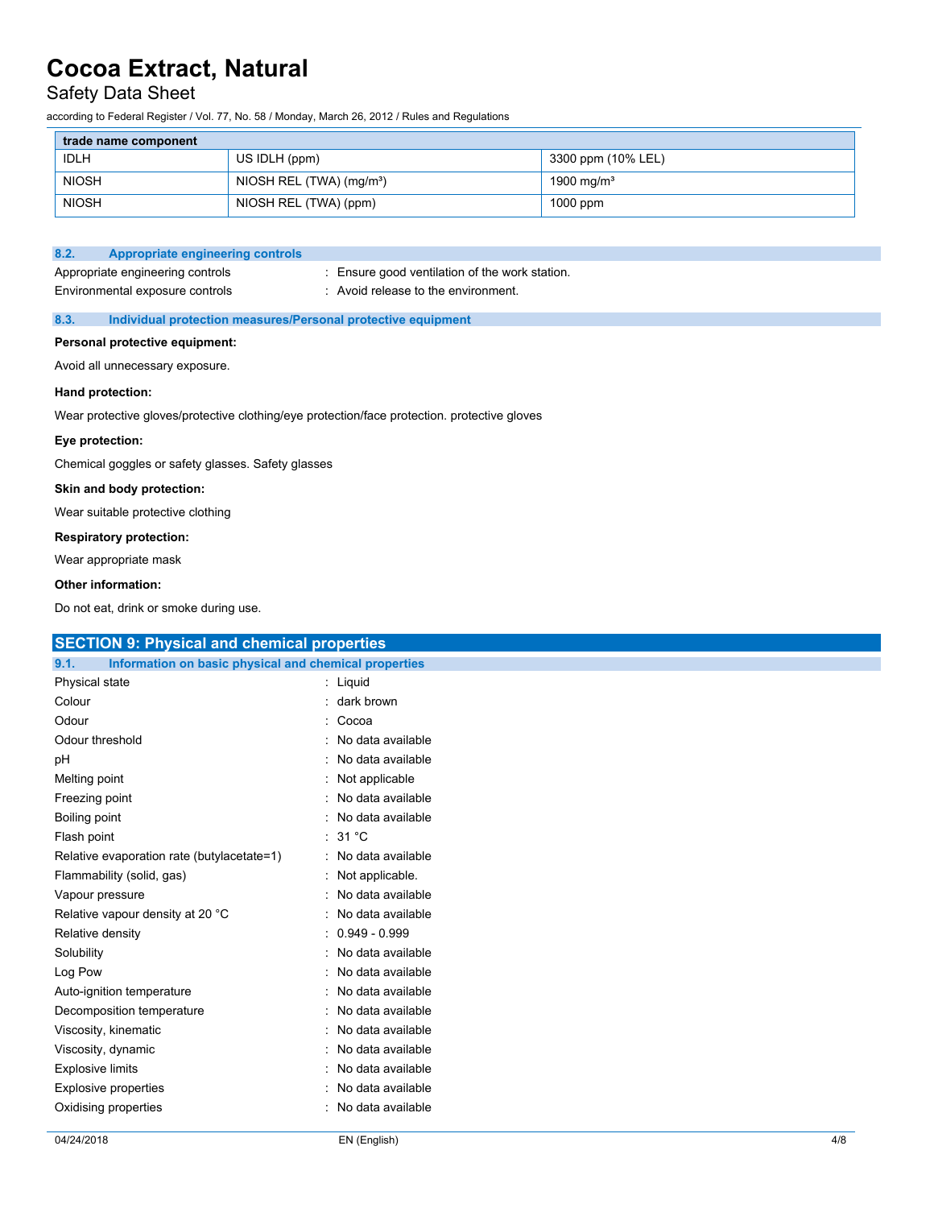| trade name component | | |
| --- | --- | --- |
| IDLH | US IDLH (ppm) | 3300 ppm (10% LEL) |
| NIOSH | NIOSH REL (TWA) (mg/m³) | 1900 mg/m³ |
| NIOSH | NIOSH REL (TWA) (ppm) | 1000 ppm |

### 8.2. Appropriate engineering controls

Appropriate engineering controls : Ensure good ventilation of the work station.

Environmental exposure controls : Avoid release to the environment.

### 8.3. Individual protection measures/Personal protective equipment

**Personal protective equipment:**

Avoid all unnecessary exposure.

**Hand protection:**

Wear protective gloves/protective clothing/eye protection/face protection. protective gloves

**Eye protection:**

Chemical goggles or safety glasses. Safety glasses

**Skin and body protection:**

Wear suitable protective clothing

**Respiratory protection:**

Wear appropriate mask

**Other information:**

Do not eat, drink or smoke during use.

## SECTION 9: Physical and chemical properties

### 9.1. Information on basic physical and chemical properties

| Property | Value |
| --- | --- |
| Physical state | Liquid |
| Colour | dark brown |
| Odour | Cocoa |
| Odour threshold | No data available |
| pH | No data available |
| Melting point | Not applicable |
| Freezing point | No data available |
| Boiling point | No data available |
| Flash point | 31 °C |
| Relative evaporation rate (butylacetate=1) | No data available |
| Flammability (solid, gas) | Not applicable. |
| Vapour pressure | No data available |
| Relative vapour density at 20 °C | No data available |
| Relative density | 0.949 - 0.999 |
| Solubility | No data available |
| Log Pow | No data available |
| Auto-ignition temperature | No data available |
| Decomposition temperature | No data available |
| Viscosity, kinematic | No data available |
| Viscosity, dynamic | No data available |
| Explosive limits | No data available |
| Explosive properties | No data available |
| Oxidising properties | No data available |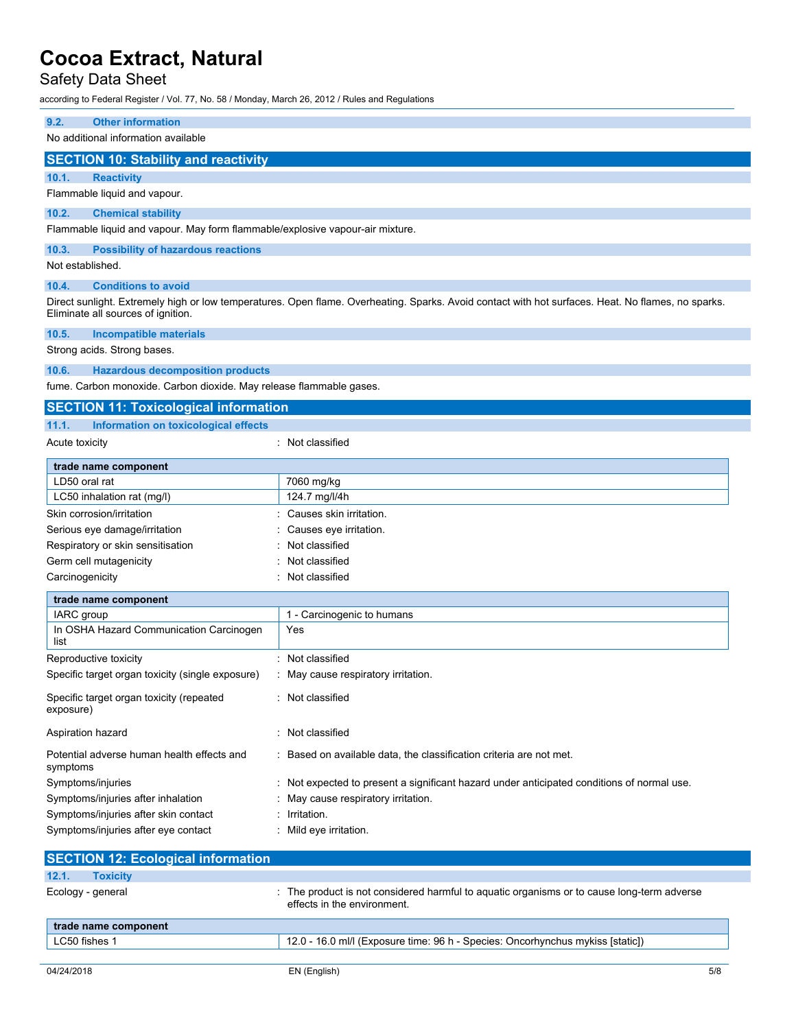### 9.2. Other information

No additional information available

## SECTION 10: Stability and reactivity

### 10.1. Reactivity

Flammable liquid and vapour.

### 10.2. Chemical stability

Flammable liquid and vapour. May form flammable/explosive vapour-air mixture.

### 10.3. Possibility of hazardous reactions

Not established.

### 10.4. Conditions to avoid

Direct sunlight. Extremely high or low temperatures. Open flame. Overheating. Sparks. Avoid contact with hot surfaces. Heat. No flames, no sparks. Eliminate all sources of ignition.

### 10.5. Incompatible materials

Strong acids. Strong bases.

### 10.6. Hazardous decomposition products

fume. Carbon monoxide. Carbon dioxide. May release flammable gases.

## SECTION 11: Toxicological information

### 11.1. Information on toxicological effects

Acute toxicity : Not classified

| trade name component | |
|---|---|
| LD50 oral rat | 7060 mg/kg |
| LC50 inhalation rat (mg/l) | 124.7 mg/l/4h |

Skin corrosion/irritation : Causes skin irritation.

Serious eye damage/irritation : Causes eye irritation.

Respiratory or skin sensitisation : Not classified

Germ cell mutagenicity : Not classified

Carcinogenicity : Not classified

| trade name component | |
|---|---|
| IARC group | 1 - Carcinogenic to humans |
| In OSHA Hazard Communication Carcinogen list | Yes |

Reproductive toxicity : Not classified

Specific target organ toxicity (single exposure) : May cause respiratory irritation.

Specific target organ toxicity (repeated exposure) : Not classified

Aspiration hazard : Not classified

Potential adverse human health effects and symptoms : Based on available data, the classification criteria are not met.

Symptoms/injuries : Not expected to present a significant hazard under anticipated conditions of normal use.

Symptoms/injuries after inhalation : May cause respiratory irritation.

Symptoms/injuries after skin contact : Irritation.

Symptoms/injuries after eye contact : Mild eye irritation.

## SECTION 12: Ecological information

### 12.1. Toxicity

Ecology - general : The product is not considered harmful to aquatic organisms or to cause long-term adverse effects in the environment.

| trade name component | |
|---|---|
| LC50 fishes 1 | 12.0 - 16.0 ml/l (Exposure time: 96 h - Species: Oncorhynchus mykiss [static]) |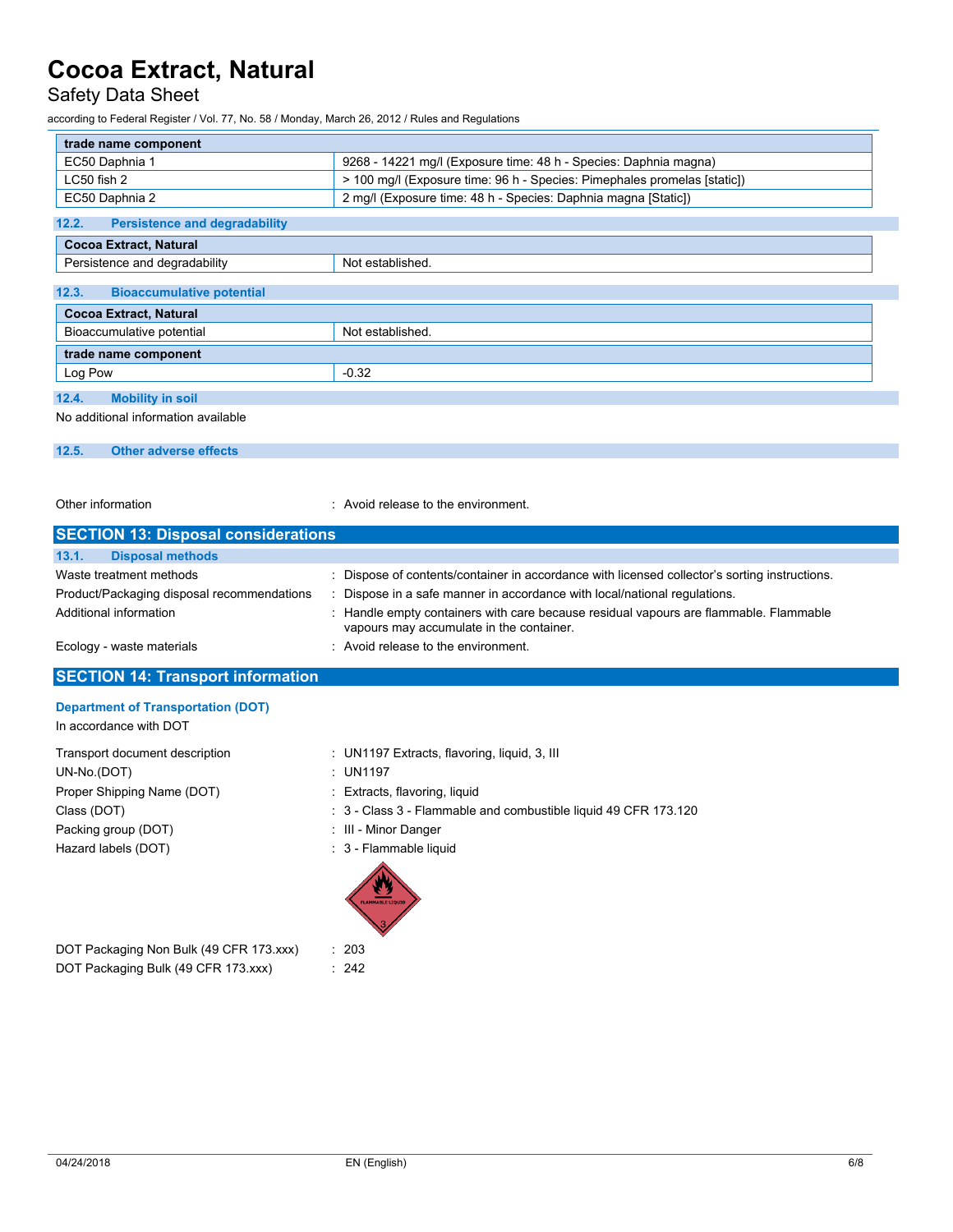| trade name component | |
|---|---|
| EC50 Daphnia 1 | 9268 - 14221 mg/l (Exposure time: 48 h - Species: Daphnia magna) |
| LC50 fish 2 | > 100 mg/l (Exposure time: 96 h - Species: Pimephales promelas [static]) |
| EC50 Daphnia 2 | 2 mg/l (Exposure time: 48 h - Species: Daphnia magna [Static]) |

### 12.2. Persistence and degradability

| Cocoa Extract, Natural | |
|---|---|
| Persistence and degradability | Not established. |

### 12.3. Bioaccumulative potential

| Cocoa Extract, Natural | |
|---|---|
| Bioaccumulative potential | Not established. |
| **trade name component** | |
| Log Pow | -0.32 |

### 12.4. Mobility in soil

No additional information available

### 12.5. Other adverse effects

Other information : Avoid release to the environment.

## SECTION 13: Disposal considerations

### 13.1. Disposal methods

Waste treatment methods : Dispose of contents/container in accordance with licensed collector's sorting instructions.

Product/Packaging disposal recommendations : Dispose in a safe manner in accordance with local/national regulations.

Additional information : Handle empty containers with care because residual vapours are flammable. Flammable vapours may accumulate in the container.

Ecology - waste materials : Avoid release to the environment.

## SECTION 14: Transport information

**Department of Transportation (DOT)**

In accordance with DOT

Transport document description : UN1197 Extracts, flavoring, liquid, 3, III

UN-No.(DOT) : UN1197

Proper Shipping Name (DOT) : Extracts, flavoring, liquid

Class (DOT) : 3 - Class 3 - Flammable and combustible liquid 49 CFR 173.120

Packing group (DOT) : III - Minor Danger

Hazard labels (DOT) : 3 - Flammable liquid

DOT Packaging Non Bulk (49 CFR 173.xxx) : 203

DOT Packaging Bulk (49 CFR 173.xxx) : 242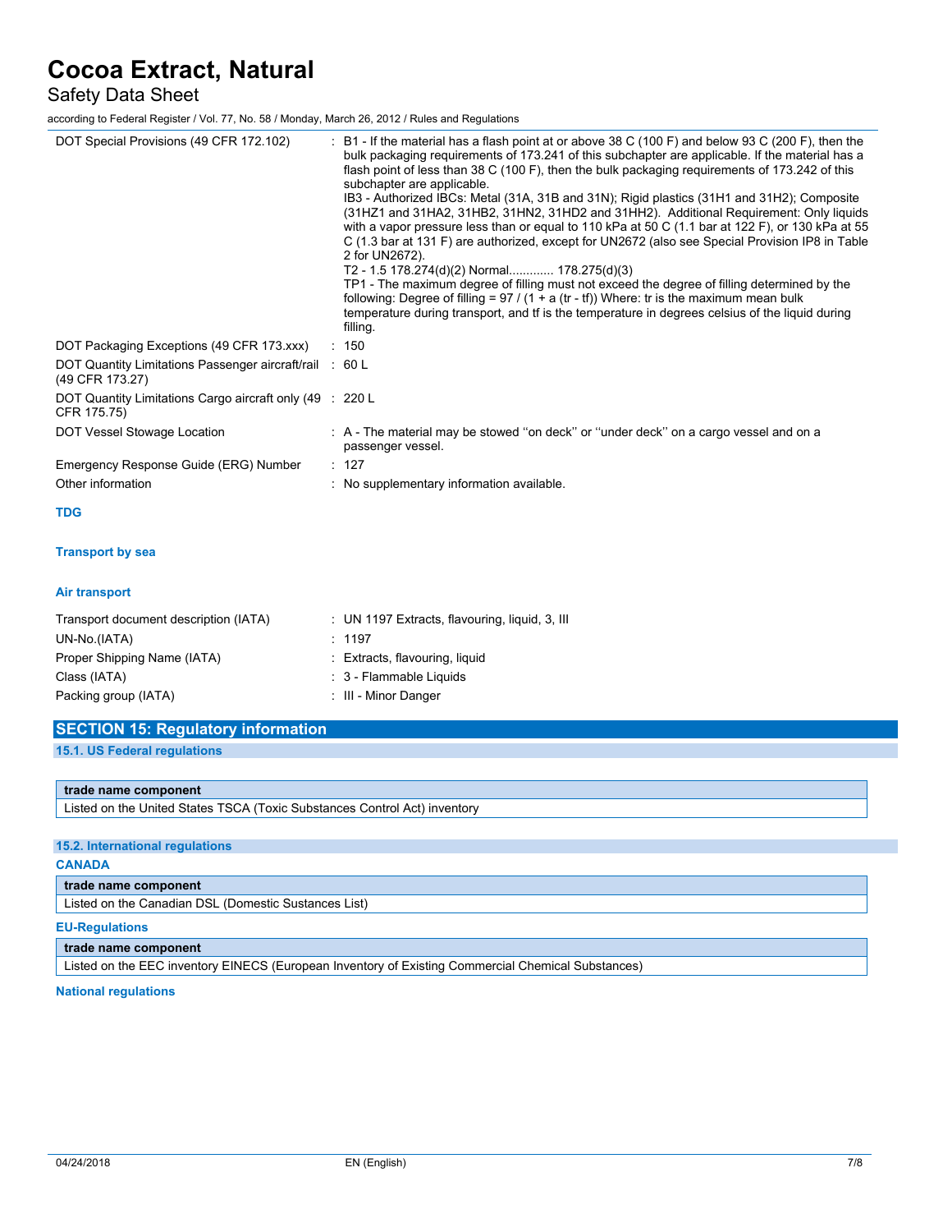| | |
|---|---|
| DOT Special Provisions (49 CFR 172.102) | : B1 - If the material has a flash point at or above 38 C (100 F) and below 93 C (200 F), then the bulk packaging requirements of 173.241 of this subchapter are applicable. If the material has a flash point of less than 38 C (100 F), then the bulk packaging requirements of 173.242 of this subchapter are applicable.<br>IB3 - Authorized IBCs: Metal (31A, 31B and 31N); Rigid plastics (31H1 and 31H2); Composite (31HZ1 and 31HA2, 31HB2, 31HN2, 31HD2 and 31HH2). Additional Requirement: Only liquids with a vapor pressure less than or equal to 110 kPa at 50 C (1.1 bar at 122 F), or 130 kPa at 55 C (1.3 bar at 131 F) are authorized, except for UN2672 (also see Special Provision IP8 in Table 2 for UN2672).<br>T2 - 1.5 178.274(d)(2) Normal............ 178.275(d)(3)<br>TP1 - The maximum degree of filling must not exceed the degree of filling determined by the following: Degree of filling = 97 / (1 + a (tr - tf)) Where: tr is the maximum mean bulk temperature during transport, and tf is the temperature in degrees celsius of the liquid during filling. |
| DOT Packaging Exceptions (49 CFR 173.xxx) | : 150 |
| DOT Quantity Limitations Passenger aircraft/rail (49 CFR 173.27) | : 60 L |
| DOT Quantity Limitations Cargo aircraft only (49 CFR 175.75) | : 220 L |
| DOT Vessel Stowage Location | : A - The material may be stowed "on deck" or "under deck" on a cargo vessel and on a passenger vessel. |
| Emergency Response Guide (ERG) Number | : 127 |
| Other information | : No supplementary information available. |

**TDG**

**Transport by sea**

**Air transport**

| | |
|---|---|
| Transport document description (IATA) | : UN 1197 Extracts, flavouring, liquid, 3, III |
| UN-No.(IATA) | : 1197 |
| Proper Shipping Name (IATA) | : Extracts, flavouring, liquid |
| Class (IATA) | : 3 - Flammable Liquids |
| Packing group (IATA) | : III - Minor Danger |

## SECTION 15: Regulatory information

### 15.1. US Federal regulations

| trade name component |
|---|
| Listed on the United States TSCA (Toxic Substances Control Act) inventory |

### 15.2. International regulations

**CANADA**

| trade name component |
|---|
| Listed on the Canadian DSL (Domestic Sustances List) |

**EU-Regulations**

| trade name component |
|---|
| Listed on the EEC inventory EINECS (European Inventory of Existing Commercial Chemical Substances) |

**National regulations**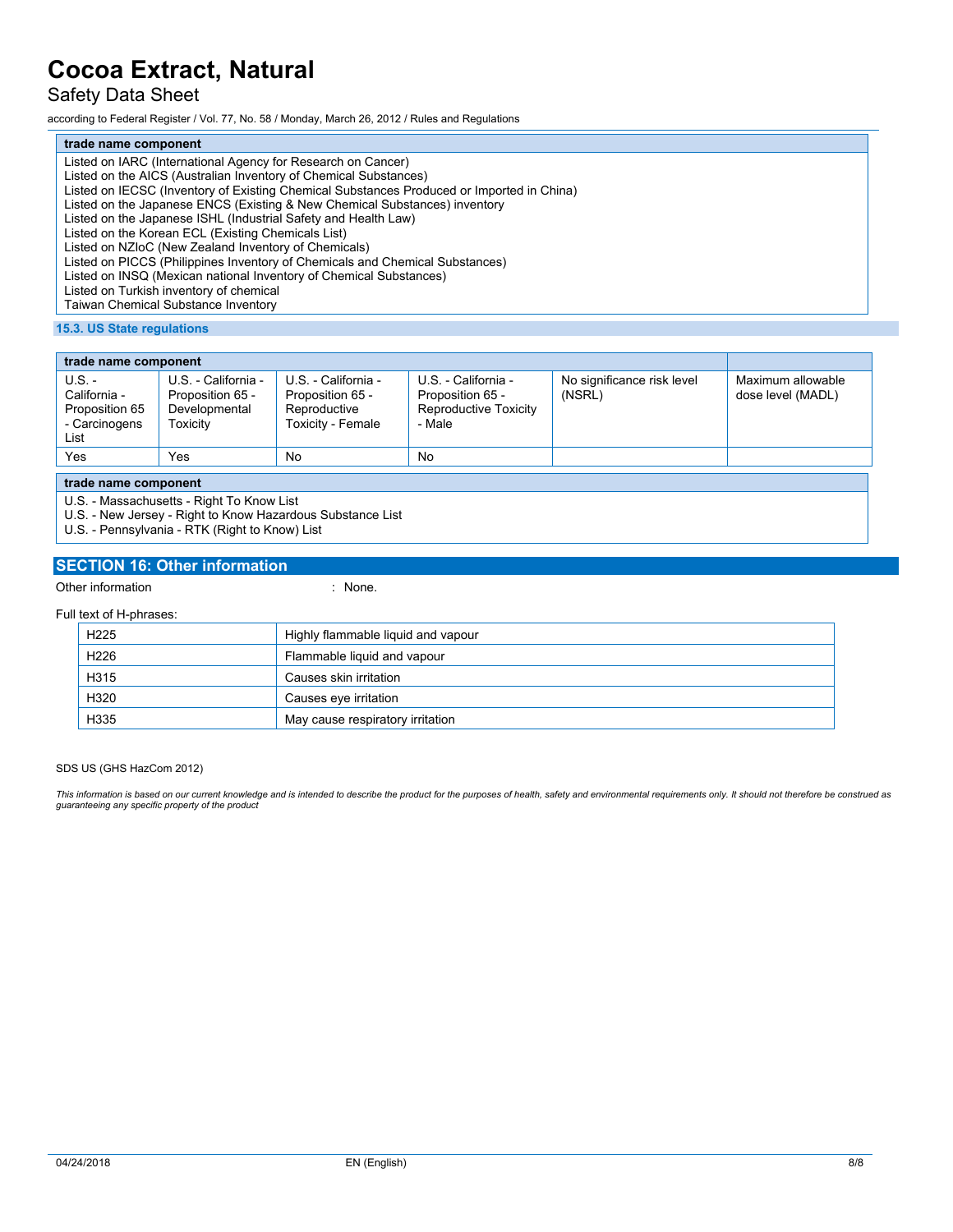| trade name component |
|---|
| Listed on IARC (International Agency for Research on Cancer)<br>Listed on the AICS (Australian Inventory of Chemical Substances)<br>Listed on IECSC (Inventory of Existing Chemical Substances Produced or Imported in China)<br>Listed on the Japanese ENCS (Existing & New Chemical Substances) inventory<br>Listed on the Japanese ISHL (Industrial Safety and Health Law)<br>Listed on the Korean ECL (Existing Chemicals List)<br>Listed on NZIoC (New Zealand Inventory of Chemicals)<br>Listed on PICCS (Philippines Inventory of Chemicals and Chemical Substances)<br>Listed on INSQ (Mexican national Inventory of Chemical Substances)<br>Listed on Turkish inventory of chemical<br>Taiwan Chemical Substance Inventory |

### 15.3. US State regulations

| trade name component | | | | | |
|---|---|---|---|---|---|
| U.S. - California - Proposition 65 - Carcinogens List | U.S. - California - Proposition 65 - Developmental Toxicity | U.S. - California - Proposition 65 - Reproductive Toxicity - Female | U.S. - California - Proposition 65 - Reproductive Toxicity - Male | No significance risk level (NSRL) | Maximum allowable dose level (MADL) |
| Yes | Yes | No | No | | |

| trade name component |
|---|
| U.S. - Massachusetts - Right To Know List<br>U.S. - New Jersey - Right to Know Hazardous Substance List<br>U.S. - Pennsylvania - RTK (Right to Know) List |

## SECTION 16: Other information

Other information : None.

Full text of H-phrases:

| | |
|---|---|
| H225 | Highly flammable liquid and vapour |
| H226 | Flammable liquid and vapour |
| H315 | Causes skin irritation |
| H320 | Causes eye irritation |
| H335 | May cause respiratory irritation |

SDS US (GHS HazCom 2012)

*This information is based on our current knowledge and is intended to describe the product for the purposes of health, safety and environmental requirements only. It should not therefore be construed as guaranteeing any specific property of the product*